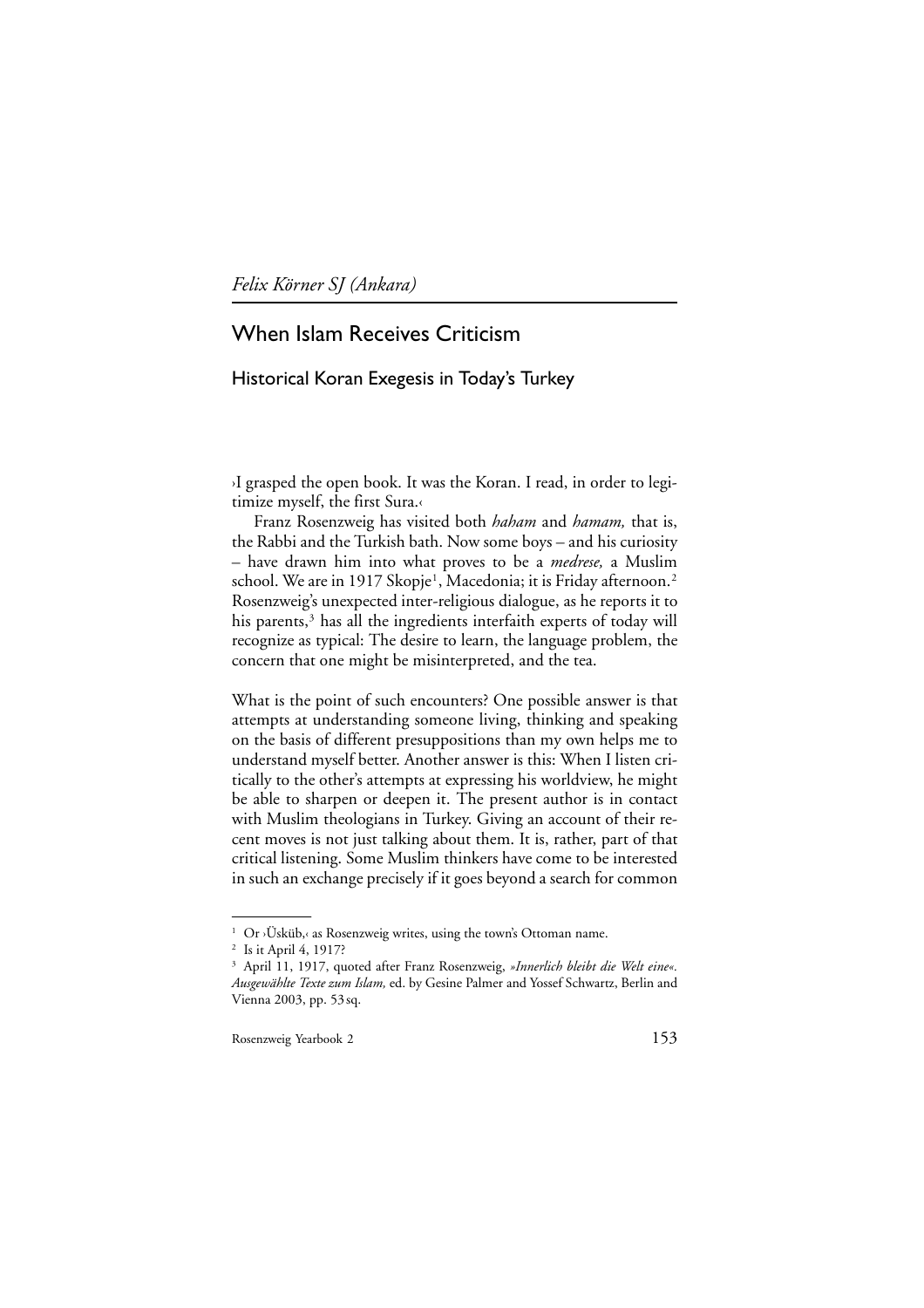*Felix Körner SJ (Ankara)*

# When Islam Receives Criticism

## Historical Koran Exegesis in Today's Turkey

›I grasped the open book. It was the Koran. I read, in order to legitimize myself, the first Sura.‹

Franz Rosenzweig has visited both *haham* and *hamam,* that is, the Rabbi and the Turkish bath. Now some boys – and his curiosity – have drawn him into what proves to be a *medrese,* a Muslim school. We are in 1917 Skopje[1], Macedonia; it is Friday afternoon.[2] Rosenzweig's unexpected inter-religious dialogue, as he reports it to his parents,[3] has all the ingredients interfaith experts of today will recognize as typical: The desire to learn, the language problem, the concern that one might be misinterpreted, and the tea.

What is the point of such encounters? One possible answer is that attempts at understanding someone living, thinking and speaking on the basis of different presuppositions than my own helps me to understand myself better. Another answer is this: When I listen critically to the other's attempts at expressing his worldview, he might be able to sharpen or deepen it. The present author is in contact with Muslim theologians in Turkey. Giving an account of their recent moves is not just talking about them. It is, rather, part of that critical listening. Some Muslim thinkers have come to be interested in such an exchange precisely if it goes beyond a search for common

---

[1] Or ›Üsküb,‹ as Rosenzweig writes, using the town's Ottoman name.

[2] Is it April 4, 1917?

[3] April 11, 1917, quoted after Franz Rosenzweig, *»Innerlich bleibt die Welt eine«. Ausgewählte Texte zum Islam,* ed. by Gesine Palmer and Yossef Schwartz, Berlin and Vienna 2003, pp. 53 sq.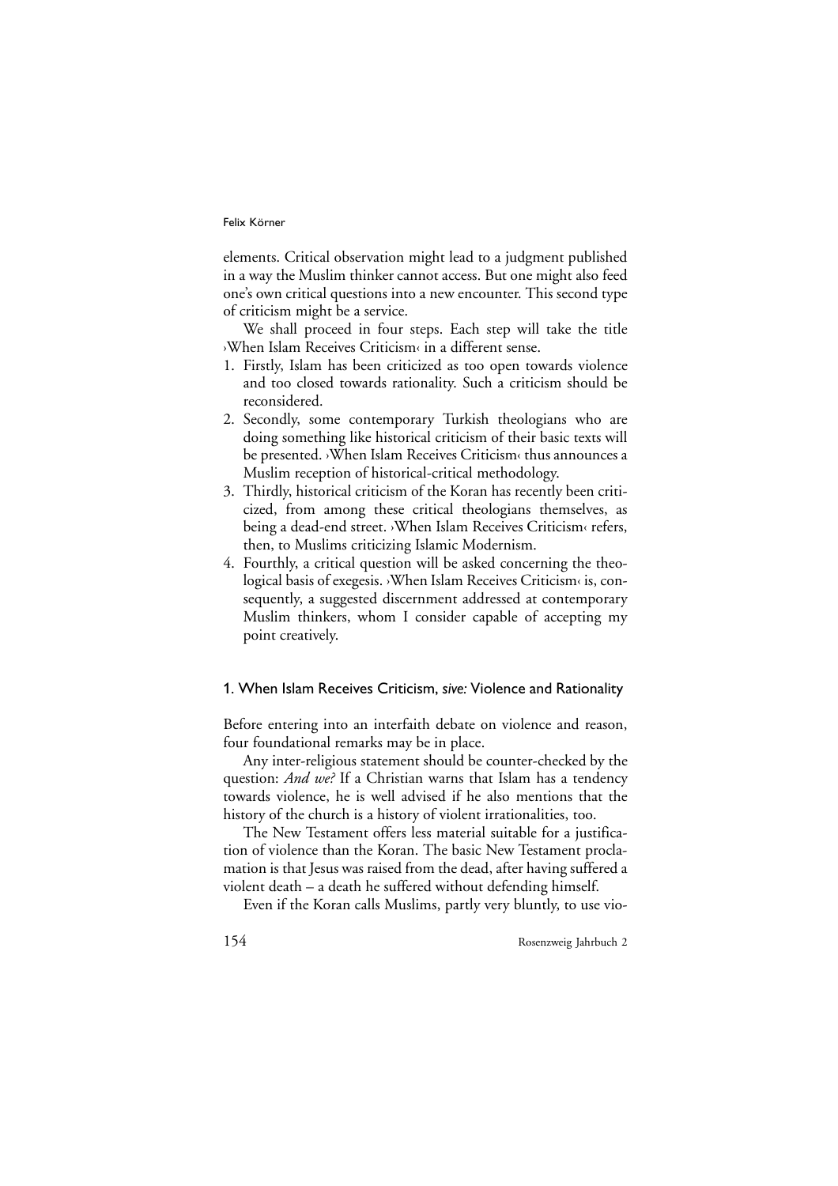elements. Critical observation might lead to a judgment published in a way the Muslim thinker cannot access. But one might also feed one's own critical questions into a new encounter. This second type of criticism might be a service.

We shall proceed in four steps. Each step will take the title ›When Islam Receives Criticism‹ in a different sense.

1. Firstly, Islam has been criticized as too open towards violence and too closed towards rationality. Such a criticism should be reconsidered.
2. Secondly, some contemporary Turkish theologians who are doing something like historical criticism of their basic texts will be presented. ›When Islam Receives Criticism‹ thus announces a Muslim reception of historical-critical methodology.
3. Thirdly, historical criticism of the Koran has recently been criticized, from among these critical theologians themselves, as being a dead-end street. ›When Islam Receives Criticism‹ refers, then, to Muslims criticizing Islamic Modernism.
4. Fourthly, a critical question will be asked concerning the theological basis of exegesis. ›When Islam Receives Criticism‹ is, consequently, a suggested discernment addressed at contemporary Muslim thinkers, whom I consider capable of accepting my point creatively.

## 1. When Islam Receives Criticism, *sive:* Violence and Rationality

Before entering into an interfaith debate on violence and reason, four foundational remarks may be in place.

Any inter-religious statement should be counter-checked by the question: *And we?* If a Christian warns that Islam has a tendency towards violence, he is well advised if he also mentions that the history of the church is a history of violent irrationalities, too.

The New Testament offers less material suitable for a justification of violence than the Koran. The basic New Testament proclamation is that Jesus was raised from the dead, after having suffered a violent death – a death he suffered without defending himself.

Even if the Koran calls Muslims, partly very bluntly, to use vio-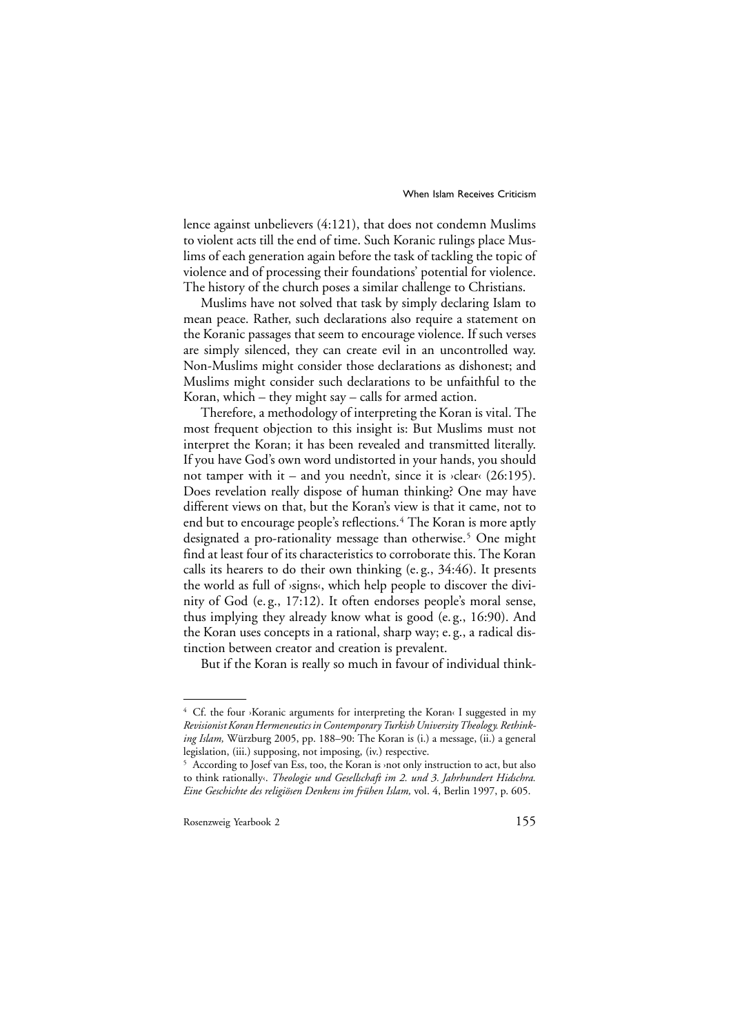lence against unbelievers (4:121), that does not condemn Muslims to violent acts till the end of time. Such Koranic rulings place Muslims of each generation again before the task of tackling the topic of violence and of processing their foundations' potential for violence. The history of the church poses a similar challenge to Christians.

Muslims have not solved that task by simply declaring Islam to mean peace. Rather, such declarations also require a statement on the Koranic passages that seem to encourage violence. If such verses are simply silenced, they can create evil in an uncontrolled way. Non-Muslims might consider those declarations as dishonest; and Muslims might consider such declarations to be unfaithful to the Koran, which – they might say – calls for armed action.

Therefore, a methodology of interpreting the Koran is vital. The most frequent objection to this insight is: But Muslims must not interpret the Koran; it has been revealed and transmitted literally. If you have God's own word undistorted in your hands, you should not tamper with it – and you needn't, since it is ›clear‹ (26:195). Does revelation really dispose of human thinking? One may have different views on that, but the Koran's view is that it came, not to end but to encourage people's reflections.[4] The Koran is more aptly designated a pro-rationality message than otherwise.[5] One might find at least four of its characteristics to corroborate this. The Koran calls its hearers to do their own thinking (e.g., 34:46). It presents the world as full of ›signs‹, which help people to discover the divinity of God (e.g., 17:12). It often endorses people's moral sense, thus implying they already know what is good (e.g., 16:90). And the Koran uses concepts in a rational, sharp way; e.g., a radical distinction between creator and creation is prevalent.

But if the Koran is really so much in favour of individual think-

---

[4] Cf. the four ›Koranic arguments for interpreting the Koran‹ I suggested in my *Revisionist Koran Hermeneutics in Contemporary Turkish University Theology. Rethinking Islam,* Würzburg 2005, pp. 188–90: The Koran is (i.) a message, (ii.) a general legislation, (iii.) supposing, not imposing, (iv.) respective.

[5] According to Josef van Ess, too, the Koran is ›not only instruction to act, but also to think rationally‹. *Theologie und Gesellschaft im 2. und 3. Jahrhundert Hidschra. Eine Geschichte des religiösen Denkens im frühen Islam,* vol. 4, Berlin 1997, p. 605.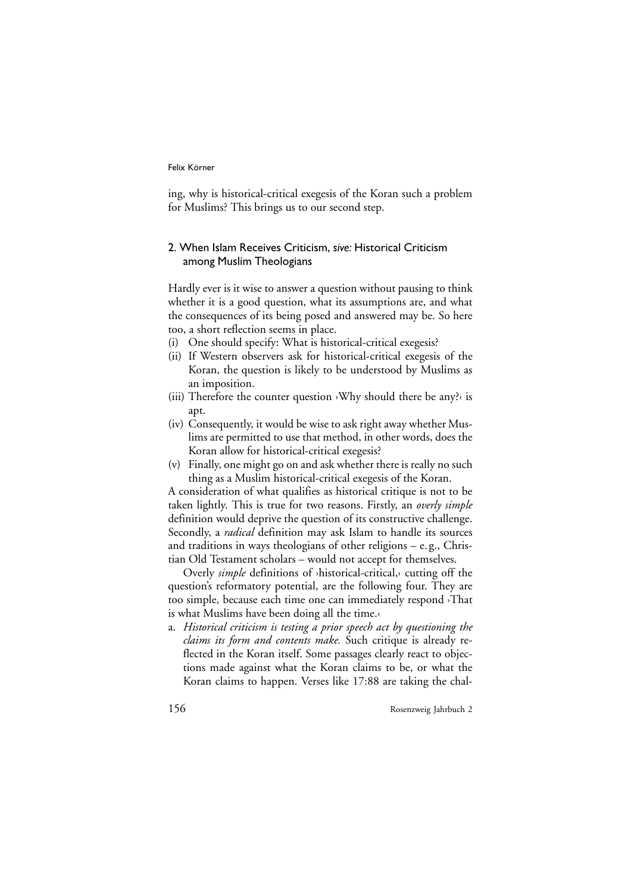ing, why is historical-critical exegesis of the Koran such a problem for Muslims? This brings us to our second step.

## 2. When Islam Receives Criticism, *sive:* Historical Criticism among Muslim Theologians

Hardly ever is it wise to answer a question without pausing to think whether it is a good question, what its assumptions are, and what the consequences of its being posed and answered may be. So here too, a short reflection seems in place.

(i) One should specify: What is historical-critical exegesis?
(ii) If Western observers ask for historical-critical exegesis of the Koran, the question is likely to be understood by Muslims as an imposition.
(iii) Therefore the counter question ›Why should there be any?‹ is apt.
(iv) Consequently, it would be wise to ask right away whether Muslims are permitted to use that method, in other words, does the Koran allow for historical-critical exegesis?
(v) Finally, one might go on and ask whether there is really no such thing as a Muslim historical-critical exegesis of the Koran.

A consideration of what qualifies as historical critique is not to be taken lightly. This is true for two reasons. Firstly, an *overly simple* definition would deprive the question of its constructive challenge. Secondly, a *radical* definition may ask Islam to handle its sources and traditions in ways theologians of other religions – e. g., Christian Old Testament scholars – would not accept for themselves.

Overly *simple* definitions of ›historical-critical,‹ cutting off the question's reformatory potential, are the following four. They are too simple, because each time one can immediately respond ›That is what Muslims have been doing all the time.‹

a. *Historical criticism is testing a prior speech act by questioning the claims its form and contents make.* Such critique is already reflected in the Koran itself. Some passages clearly react to objections made against what the Koran claims to be, or what the Koran claims to happen. Verses like 17:88 are taking the chal-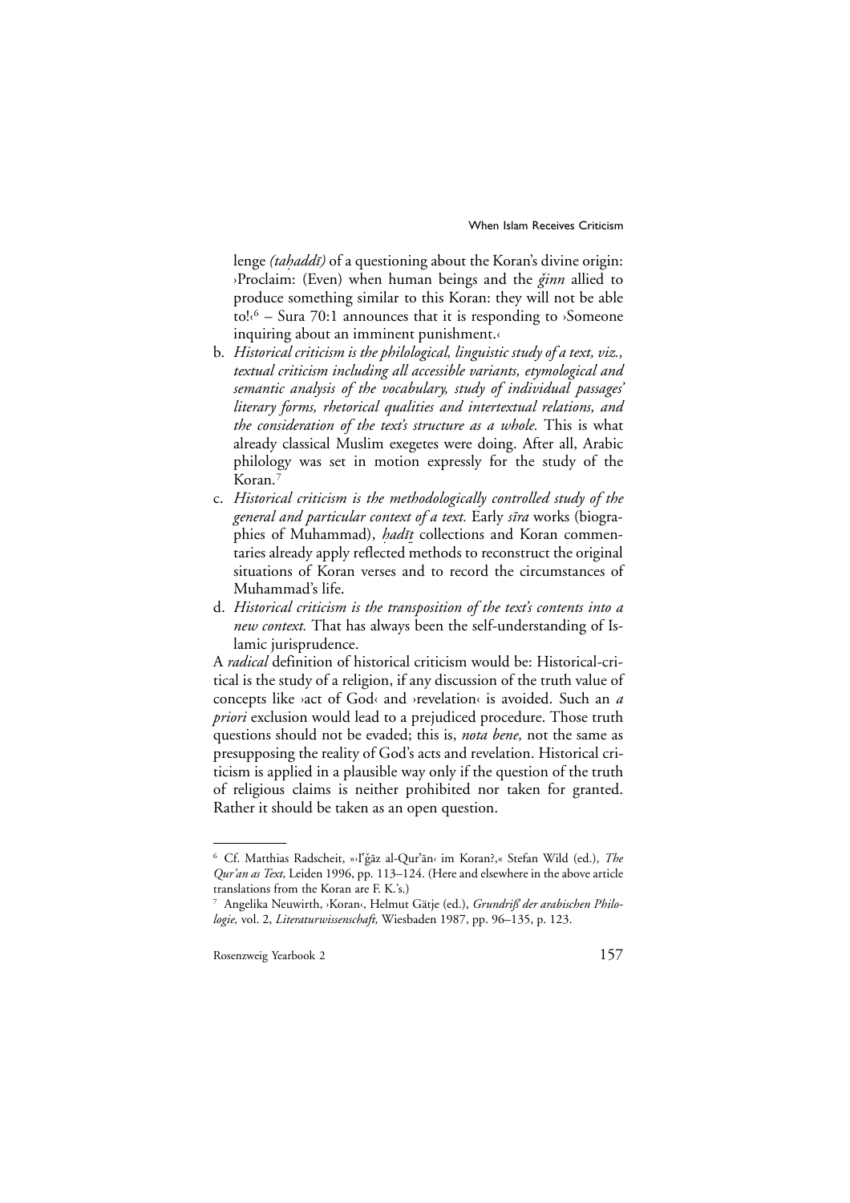lenge *(taḥaddī)* of a questioning about the Koran's divine origin: ›Proclaim: (Even) when human beings and the *ǧinn* allied to produce something similar to this Koran: they will not be able to!‹[6] – Sura 70:1 announces that it is responding to ›Someone inquiring about an imminent punishment.‹

b. *Historical criticism is the philological, linguistic study of a text, viz., textual criticism including all accessible variants, etymological and semantic analysis of the vocabulary, study of individual passages' literary forms, rhetorical qualities and intertextual relations, and the consideration of the text's structure as a whole.* This is what already classical Muslim exegetes were doing. After all, Arabic philology was set in motion expressly for the study of the Koran.[7]

c. *Historical criticism is the methodologically controlled study of the general and particular context of a text.* Early *sīra* works (biographies of Muhammad), *ḥadīṯ* collections and Koran commentaries already apply reflected methods to reconstruct the original situations of Koran verses and to record the circumstances of Muhammad's life.

d. *Historical criticism is the transposition of the text's contents into a new context.* That has always been the self-understanding of Islamic jurisprudence.

A *radical* definition of historical criticism would be: Historical-critical is the study of a religion, if any discussion of the truth value of concepts like ›act of God‹ and ›revelation‹ is avoided. Such an *a priori* exclusion would lead to a prejudiced procedure. Those truth questions should not be evaded; this is, *nota bene,* not the same as presupposing the reality of God's acts and revelation. Historical criticism is applied in a plausible way only if the question of the truth of religious claims is neither prohibited nor taken for granted. Rather it should be taken as an open question.

---

[6] Cf. Matthias Radscheit, »›Iʿǧāz al-Qurʾān‹ im Koran?,« Stefan Wild (ed.), *The Qur'an as Text,* Leiden 1996, pp. 113–124. (Here and elsewhere in the above article translations from the Koran are F. K.'s.)

[7] Angelika Neuwirth, ›Koran‹, Helmut Gätje (ed.), *Grundriß der arabischen Philologie,* vol. 2, *Literaturwissenschaft,* Wiesbaden 1987, pp. 96–135, p. 123.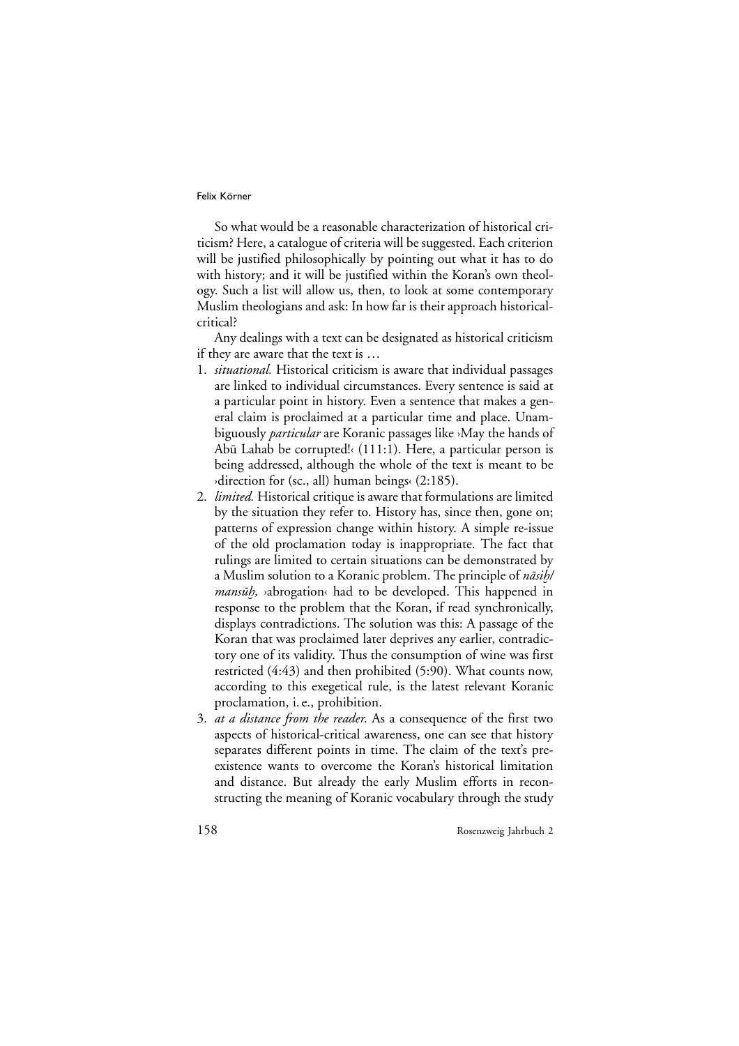So what would be a reasonable characterization of historical criticism? Here, a catalogue of criteria will be suggested. Each criterion will be justified philosophically by pointing out what it has to do with history; and it will be justified within the Koran's own theology. Such a list will allow us, then, to look at some contemporary Muslim theologians and ask: In how far is their approach historical-critical?

Any dealings with a text can be designated as historical criticism if they are aware that the text is …

1. *situational.* Historical criticism is aware that individual passages are linked to individual circumstances. Every sentence is said at a particular point in history. Even a sentence that makes a general claim is proclaimed at a particular time and place. Unambiguously *particular* are Koranic passages like ›May the hands of Abū Lahab be corrupted!‹ (111:1). Here, a particular person is being addressed, although the whole of the text is meant to be ›direction for (sc., all) human beings‹ (2:185).
2. *limited.* Historical critique is aware that formulations are limited by the situation they refer to. History has, since then, gone on; patterns of expression change within history. A simple re-issue of the old proclamation today is inappropriate. The fact that rulings are limited to certain situations can be demonstrated by a Muslim solution to a Koranic problem. The principle of *nāsiḫ/mansūḫ,* ›abrogation‹ had to be developed. This happened in response to the problem that the Koran, if read synchronically, displays contradictions. The solution was this: A passage of the Koran that was proclaimed later deprives any earlier, contradictory one of its validity. Thus the consumption of wine was first restricted (4:43) and then prohibited (5:90). What counts now, according to this exegetical rule, is the latest relevant Koranic proclamation, i. e., prohibition.
3. *at a distance from the reader.* As a consequence of the first two aspects of historical-critical awareness, one can see that history separates different points in time. The claim of the text's pre-existence wants to overcome the Koran's historical limitation and distance. But already the early Muslim efforts in reconstructing the meaning of Koranic vocabulary through the study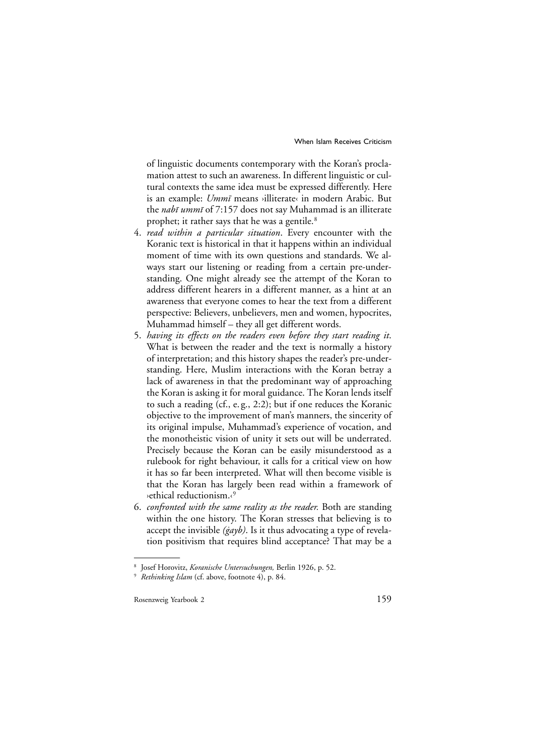of linguistic documents contemporary with the Koran's proclamation attest to such an awareness. In different linguistic or cultural contexts the same idea must be expressed differently. Here is an example: *Ummī* means ›illiterate‹ in modern Arabic. But the *nabī ummī* of 7:157 does not say Muhammad is an illiterate prophet; it rather says that he was a gentile.[8]

4. *read within a particular situation*. Every encounter with the Koranic text is historical in that it happens within an individual moment of time with its own questions and standards. We always start our listening or reading from a certain pre-understanding. One might already see the attempt of the Koran to address different hearers in a different manner, as a hint at an awareness that everyone comes to hear the text from a different perspective: Believers, unbelievers, men and women, hypocrites, Muhammad himself – they all get different words.
5. *having its effects on the readers even before they start reading it*. What is between the reader and the text is normally a history of interpretation; and this history shapes the reader's pre-understanding. Here, Muslim interactions with the Koran betray a lack of awareness in that the predominant way of approaching the Koran is asking it for moral guidance. The Koran lends itself to such a reading (cf., e.g., 2:2); but if one reduces the Koranic objective to the improvement of man's manners, the sincerity of its original impulse, Muhammad's experience of vocation, and the monotheistic vision of unity it sets out will be underrated. Precisely because the Koran can be easily misunderstood as a rulebook for right behaviour, it calls for a critical view on how it has so far been interpreted. What will then become visible is that the Koran has largely been read within a framework of ›ethical reductionism.‹[9]
6. *confronted with the same reality as the reader.* Both are standing within the one history. The Koran stresses that believing is to accept the invisible *(ġayb)*. Is it thus advocating a type of revelation positivism that requires blind acceptance? That may be a

---

[8] Josef Horovitz, *Koranische Untersuchungen,* Berlin 1926, p. 52.

[9] *Rethinking Islam* (cf. above, footnote 4), p. 84.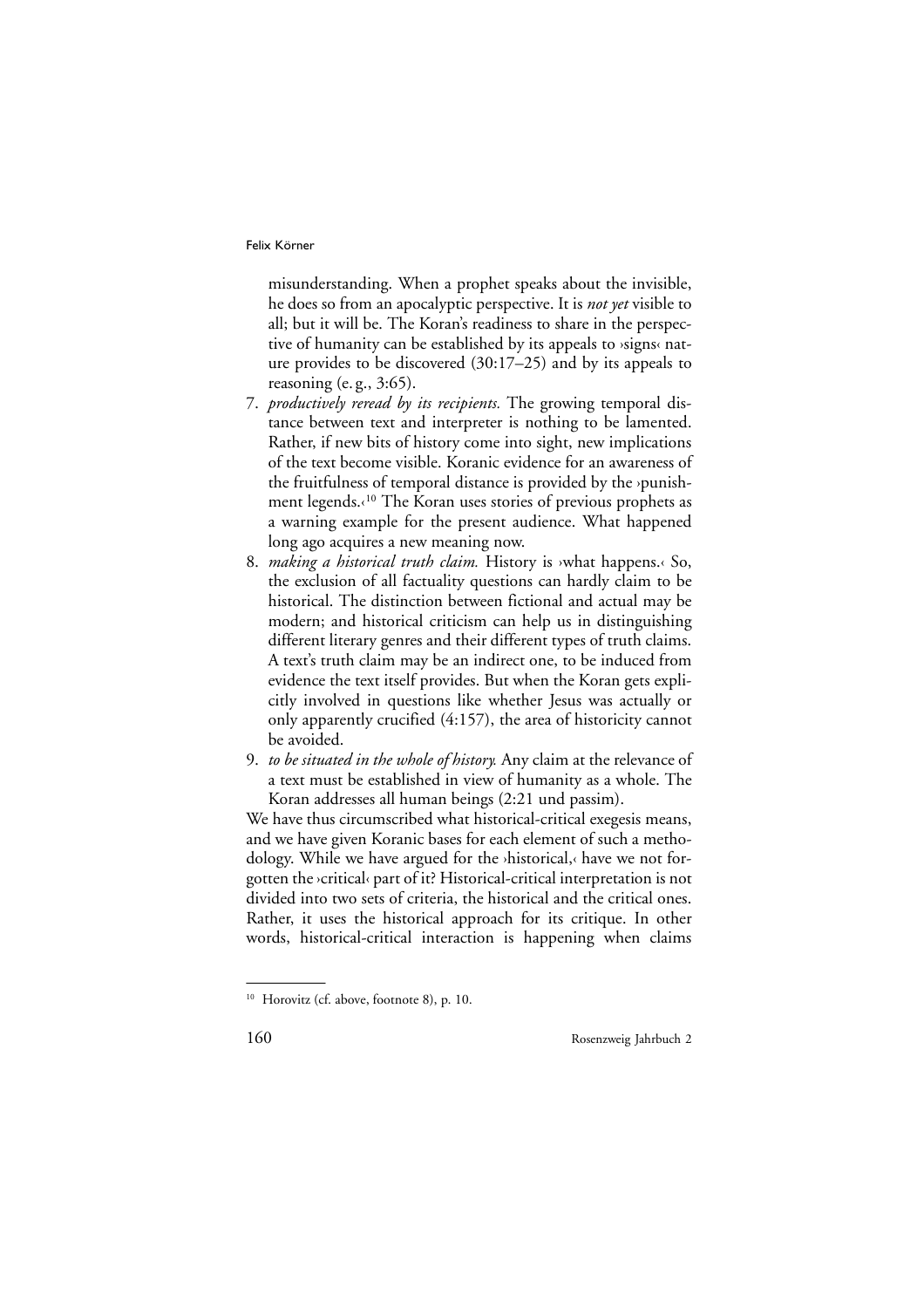misunderstanding. When a prophet speaks about the invisible, he does so from an apocalyptic perspective. It is *not yet* visible to all; but it will be. The Koran's readiness to share in the perspective of humanity can be established by its appeals to ›signs‹ nature provides to be discovered (30:17–25) and by its appeals to reasoning (e.g., 3:65).

7. *productively reread by its recipients.* The growing temporal distance between text and interpreter is nothing to be lamented. Rather, if new bits of history come into sight, new implications of the text become visible. Koranic evidence for an awareness of the fruitfulness of temporal distance is provided by the ›punishment legends.‹[10] The Koran uses stories of previous prophets as a warning example for the present audience. What happened long ago acquires a new meaning now.
8. *making a historical truth claim.* History is ›what happens.‹ So, the exclusion of all factuality questions can hardly claim to be historical. The distinction between fictional and actual may be modern; and historical criticism can help us in distinguishing different literary genres and their different types of truth claims. A text's truth claim may be an indirect one, to be induced from evidence the text itself provides. But when the Koran gets explicitly involved in questions like whether Jesus was actually or only apparently crucified (4:157), the area of historicity cannot be avoided.
9. *to be situated in the whole of history.* Any claim at the relevance of a text must be established in view of humanity as a whole. The Koran addresses all human beings (2:21 und passim).

We have thus circumscribed what historical-critical exegesis means, and we have given Koranic bases for each element of such a methodology. While we have argued for the ›historical,‹ have we not forgotten the ›critical‹ part of it? Historical-critical interpretation is not divided into two sets of criteria, the historical and the critical ones. Rather, it uses the historical approach for its critique. In other words, historical-critical interaction is happening when claims

[10] Horovitz (cf. above, footnote 8), p. 10.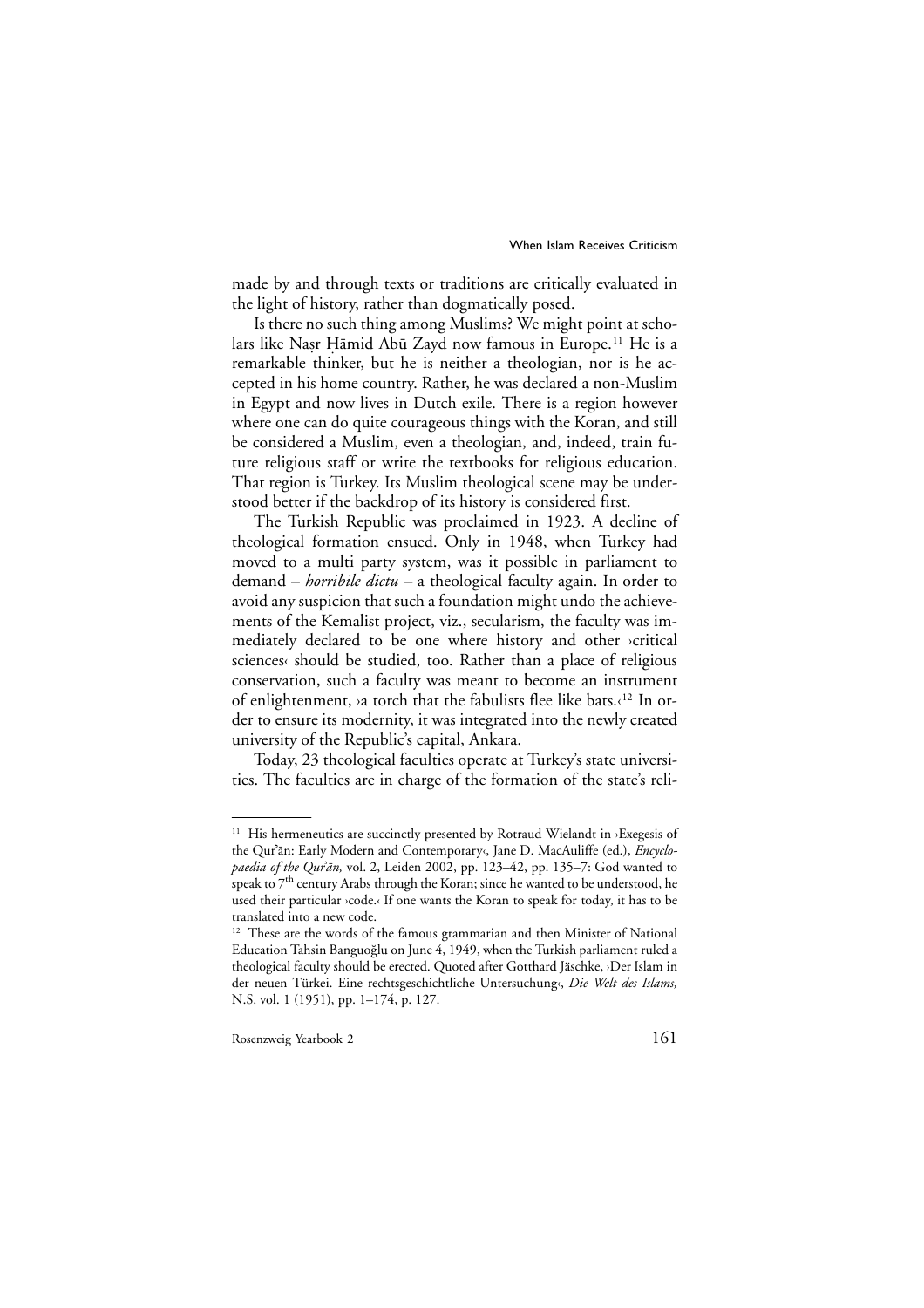made by and through texts or traditions are critically evaluated in the light of history, rather than dogmatically posed.

Is there no such thing among Muslims? We might point at scholars like Naṣr Ḥāmid Abū Zayd now famous in Europe.[11] He is a remarkable thinker, but he is neither a theologian, nor is he accepted in his home country. Rather, he was declared a non-Muslim in Egypt and now lives in Dutch exile. There is a region however where one can do quite courageous things with the Koran, and still be considered a Muslim, even a theologian, and, indeed, train future religious staff or write the textbooks for religious education. That region is Turkey. Its Muslim theological scene may be understood better if the backdrop of its history is considered first.

The Turkish Republic was proclaimed in 1923. A decline of theological formation ensued. Only in 1948, when Turkey had moved to a multi party system, was it possible in parliament to demand – *horribile dictu* – a theological faculty again. In order to avoid any suspicion that such a foundation might undo the achievements of the Kemalist project, viz., secularism, the faculty was immediately declared to be one where history and other ›critical sciences‹ should be studied, too. Rather than a place of religious conservation, such a faculty was meant to become an instrument of enlightenment, ›a torch that the fabulists flee like bats.‹[12] In order to ensure its modernity, it was integrated into the newly created university of the Republic's capital, Ankara.

Today, 23 theological faculties operate at Turkey's state universities. The faculties are in charge of the formation of the state's reli-

---

[11] His hermeneutics are succinctly presented by Rotraud Wielandt in ›Exegesis of the Qur'ān: Early Modern and Contemporary‹, Jane D. MacAuliffe (ed.), *Encyclopaedia of the Qur'ān,* vol. 2, Leiden 2002, pp. 123–42, pp. 135–7: God wanted to speak to 7th century Arabs through the Koran; since he wanted to be understood, he used their particular ›code.‹ If one wants the Koran to speak for today, it has to be translated into a new code.

[12] These are the words of the famous grammarian and then Minister of National Education Tahsin Banguoğlu on June 4, 1949, when the Turkish parliament ruled a theological faculty should be erected. Quoted after Gotthard Jäschke, ›Der Islam in der neuen Türkei. Eine rechtsgeschichtliche Untersuchung‹, *Die Welt des Islams,* N.S. vol. 1 (1951), pp. 1–174, p. 127.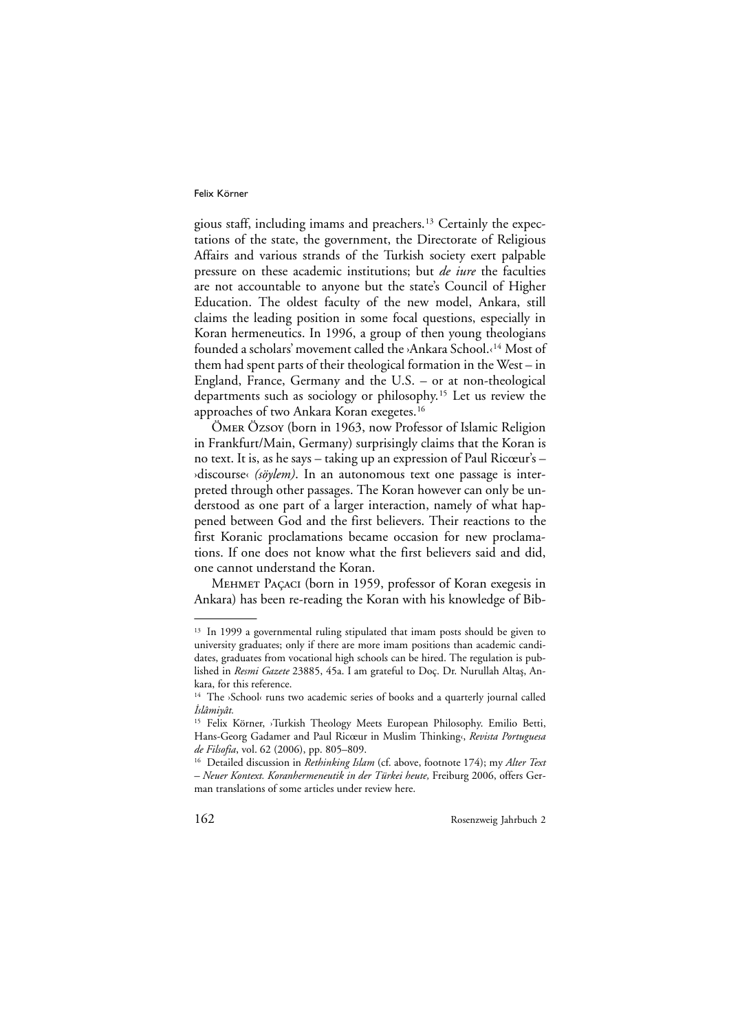gious staff, including imams and preachers.[13] Certainly the expectations of the state, the government, the Directorate of Religious Affairs and various strands of the Turkish society exert palpable pressure on these academic institutions; but *de iure* the faculties are not accountable to anyone but the state's Council of Higher Education. The oldest faculty of the new model, Ankara, still claims the leading position in some focal questions, especially in Koran hermeneutics. In 1996, a group of then young theologians founded a scholars' movement called the ›Ankara School.‹[14] Most of them had spent parts of their theological formation in the West – in England, France, Germany and the U.S. – or at non-theological departments such as sociology or philosophy.[15] Let us review the approaches of two Ankara Koran exegetes.[16]

Ömer Özsoy (born in 1963, now Professor of Islamic Religion in Frankfurt/Main, Germany) surprisingly claims that the Koran is no text. It is, as he says – taking up an expression of Paul Ricœur's – ›discourse‹ *(söylem)*. In an autonomous text one passage is interpreted through other passages. The Koran however can only be understood as one part of a larger interaction, namely of what happened between God and the first believers. Their reactions to the first Koranic proclamations became occasion for new proclamations. If one does not know what the first believers said and did, one cannot understand the Koran.

Mehmet Paçacı (born in 1959, professor of Koran exegesis in Ankara) has been re-reading the Koran with his knowledge of Bib-

---

[13] In 1999 a governmental ruling stipulated that imam posts should be given to university graduates; only if there are more imam positions than academic candidates, graduates from vocational high schools can be hired. The regulation is published in *Resmi Gazete* 23885, 45a. I am grateful to Doç. Dr. Nurullah Altaş, Ankara, for this reference.

[14] The ›School‹ runs two academic series of books and a quarterly journal called *İslâmiyât.*

[15] Felix Körner, ›Turkish Theology Meets European Philosophy. Emilio Betti, Hans-Georg Gadamer and Paul Ricœur in Muslim Thinking‹, *Revista Portuguesa de Filsofia*, vol. 62 (2006), pp. 805–809.

[16] Detailed discussion in *Rethinking Islam* (cf. above, footnote 174); my *Alter Text – Neuer Kontext. Koranhermeneutik in der Türkei heute,* Freiburg 2006, offers German translations of some articles under review here.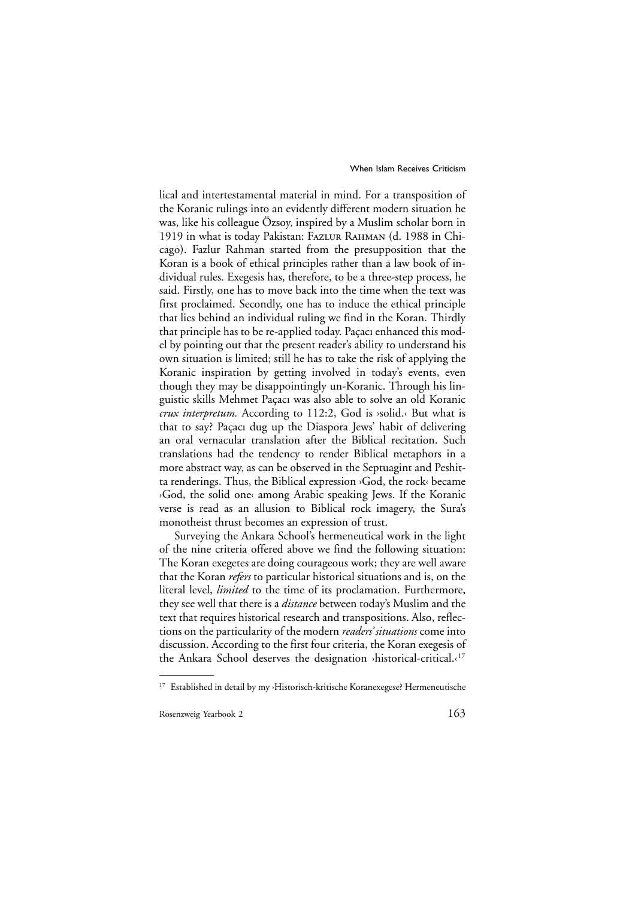lical and intertestamental material in mind. For a transposition of the Koranic rulings into an evidently different modern situation he was, like his colleague Özsoy, inspired by a Muslim scholar born in 1919 in what is today Pakistan: Fazlur Rahman (d. 1988 in Chicago). Fazlur Rahman started from the presupposition that the Koran is a book of ethical principles rather than a law book of individual rules. Exegesis has, therefore, to be a three-step process, he said. Firstly, one has to move back into the time when the text was first proclaimed. Secondly, one has to induce the ethical principle that lies behind an individual ruling we find in the Koran. Thirdly that principle has to be re-applied today. Paçacı enhanced this model by pointing out that the present reader's ability to understand his own situation is limited; still he has to take the risk of applying the Koranic inspiration by getting involved in today's events, even though they may be disappointingly un-Koranic. Through his linguistic skills Mehmet Paçacı was also able to solve an old Koranic *crux interpretum.* According to 112:2, God is ›solid.‹ But what is that to say? Paçacı dug up the Diaspora Jews' habit of delivering an oral vernacular translation after the Biblical recitation. Such translations had the tendency to render Biblical metaphors in a more abstract way, as can be observed in the Septuagint and Peshitta renderings. Thus, the Biblical expression ›God, the rock‹ became ›God, the solid one‹ among Arabic speaking Jews. If the Koranic verse is read as an allusion to Biblical rock imagery, the Sura's monotheist thrust becomes an expression of trust.

Surveying the Ankara School's hermeneutical work in the light of the nine criteria offered above we find the following situation: The Koran exegetes are doing courageous work; they are well aware that the Koran *refers* to particular historical situations and is, on the literal level, *limited* to the time of its proclamation. Furthermore, they see well that there is a *distance* between today's Muslim and the text that requires historical research and transpositions. Also, reflections on the particularity of the modern *readers' situations* come into discussion. According to the first four criteria, the Koran exegesis of the Ankara School deserves the designation ›historical-critical.‹[17]

---

[17] Established in detail by my ›Historisch-kritische Koranexegese? Hermeneutische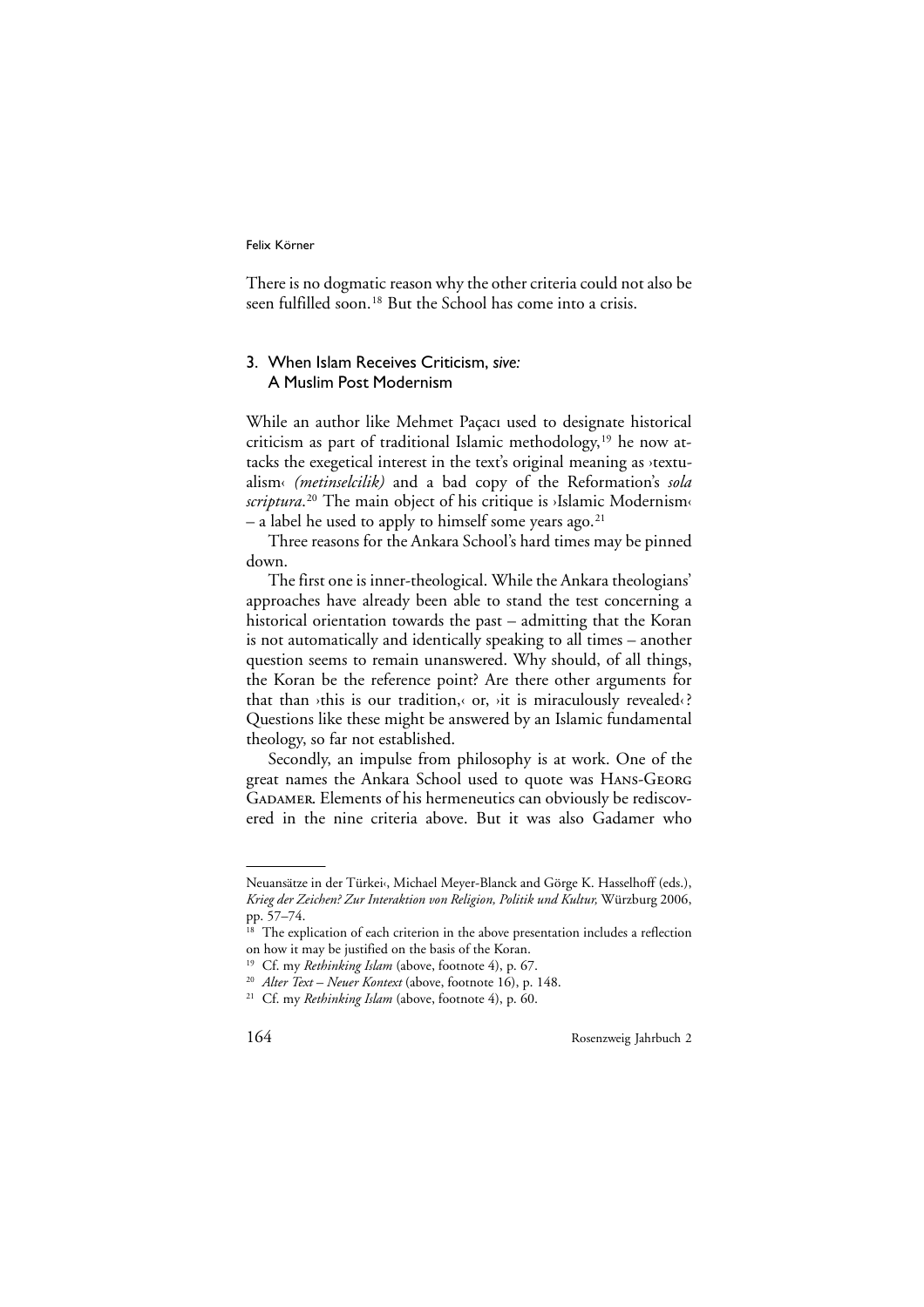There is no dogmatic reason why the other criteria could not also be seen fulfilled soon.[18] But the School has come into a crisis.

## 3. When Islam Receives Criticism, *sive:* A Muslim Post Modernism

While an author like Mehmet Paçacı used to designate historical criticism as part of traditional Islamic methodology,[19] he now attacks the exegetical interest in the text's original meaning as ›textualism‹ *(metinselcilik)* and a bad copy of the Reformation's *sola scriptura*.[20] The main object of his critique is ›Islamic Modernism‹ – a label he used to apply to himself some years ago.[21]

Three reasons for the Ankara School's hard times may be pinned down.

The first one is inner-theological. While the Ankara theologians' approaches have already been able to stand the test concerning a historical orientation towards the past – admitting that the Koran is not automatically and identically speaking to all times – another question seems to remain unanswered. Why should, of all things, the Koran be the reference point? Are there other arguments for that than ›this is our tradition,‹ or, ›it is miraculously revealed‹? Questions like these might be answered by an Islamic fundamental theology, so far not established.

Secondly, an impulse from philosophy is at work. One of the great names the Ankara School used to quote was Hans-Georg Gadamer. Elements of his hermeneutics can obviously be rediscovered in the nine criteria above. But it was also Gadamer who

---

Neuansätze in der Türkei‹, Michael Meyer-Blanck and Görge K. Hasselhoff (eds.), *Krieg der Zeichen? Zur Interaktion von Religion, Politik und Kultur,* Würzburg 2006, pp. 57–74.

[18] The explication of each criterion in the above presentation includes a reflection on how it may be justified on the basis of the Koran.

[19] Cf. my *Rethinking Islam* (above, footnote 4), p. 67.

[20] *Alter Text – Neuer Kontext* (above, footnote 16), p. 148.

[21] Cf. my *Rethinking Islam* (above, footnote 4), p. 60.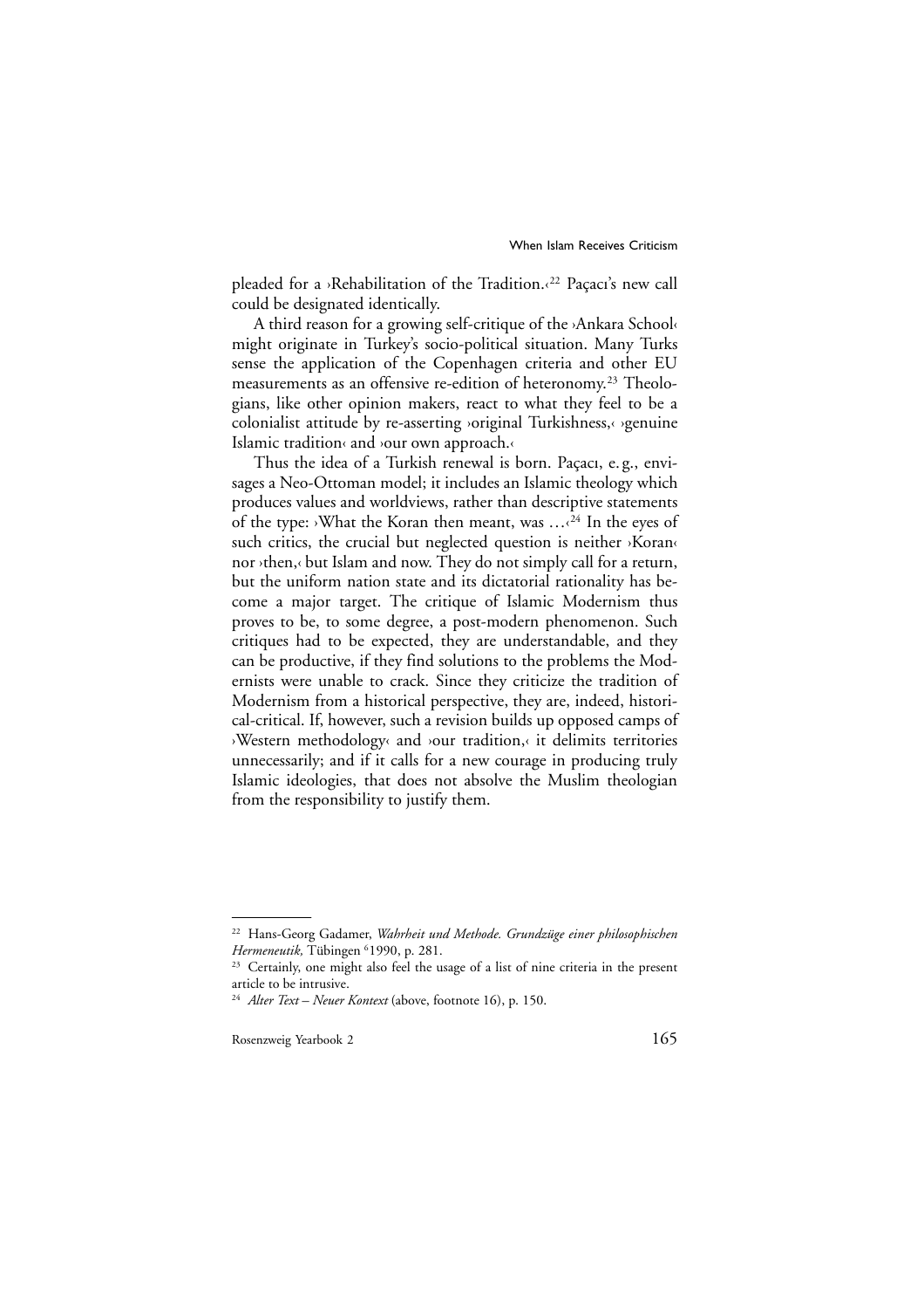pleaded for a ›Rehabilitation of the Tradition.‹[22] Paçacı's new call could be designated identically.

A third reason for a growing self-critique of the ›Ankara School‹ might originate in Turkey's socio-political situation. Many Turks sense the application of the Copenhagen criteria and other EU measurements as an offensive re-edition of heteronomy.[23] Theologians, like other opinion makers, react to what they feel to be a colonialist attitude by re-asserting ›original Turkishness,‹ ›genuine Islamic tradition‹ and ›our own approach.‹

Thus the idea of a Turkish renewal is born. Paçacı, e. g., envisages a Neo-Ottoman model; it includes an Islamic theology which produces values and worldviews, rather than descriptive statements of the type: ›What the Koran then meant, was …‹[24] In the eyes of such critics, the crucial but neglected question is neither ›Koran‹ nor ›then,‹ but Islam and now. They do not simply call for a return, but the uniform nation state and its dictatorial rationality has become a major target. The critique of Islamic Modernism thus proves to be, to some degree, a post-modern phenomenon. Such critiques had to be expected, they are understandable, and they can be productive, if they find solutions to the problems the Modernists were unable to crack. Since they criticize the tradition of Modernism from a historical perspective, they are, indeed, historical-critical. If, however, such a revision builds up opposed camps of ›Western methodology‹ and ›our tradition,‹ it delimits territories unnecessarily; and if it calls for a new courage in producing truly Islamic ideologies, that does not absolve the Muslim theologian from the responsibility to justify them.

---

[22] Hans-Georg Gadamer, *Wahrheit und Methode. Grundzüge einer philosophischen Hermeneutik,* Tübingen [6]1990, p. 281.

[23] Certainly, one might also feel the usage of a list of nine criteria in the present article to be intrusive.

[24] *Alter Text – Neuer Kontext* (above, footnote 16), p. 150.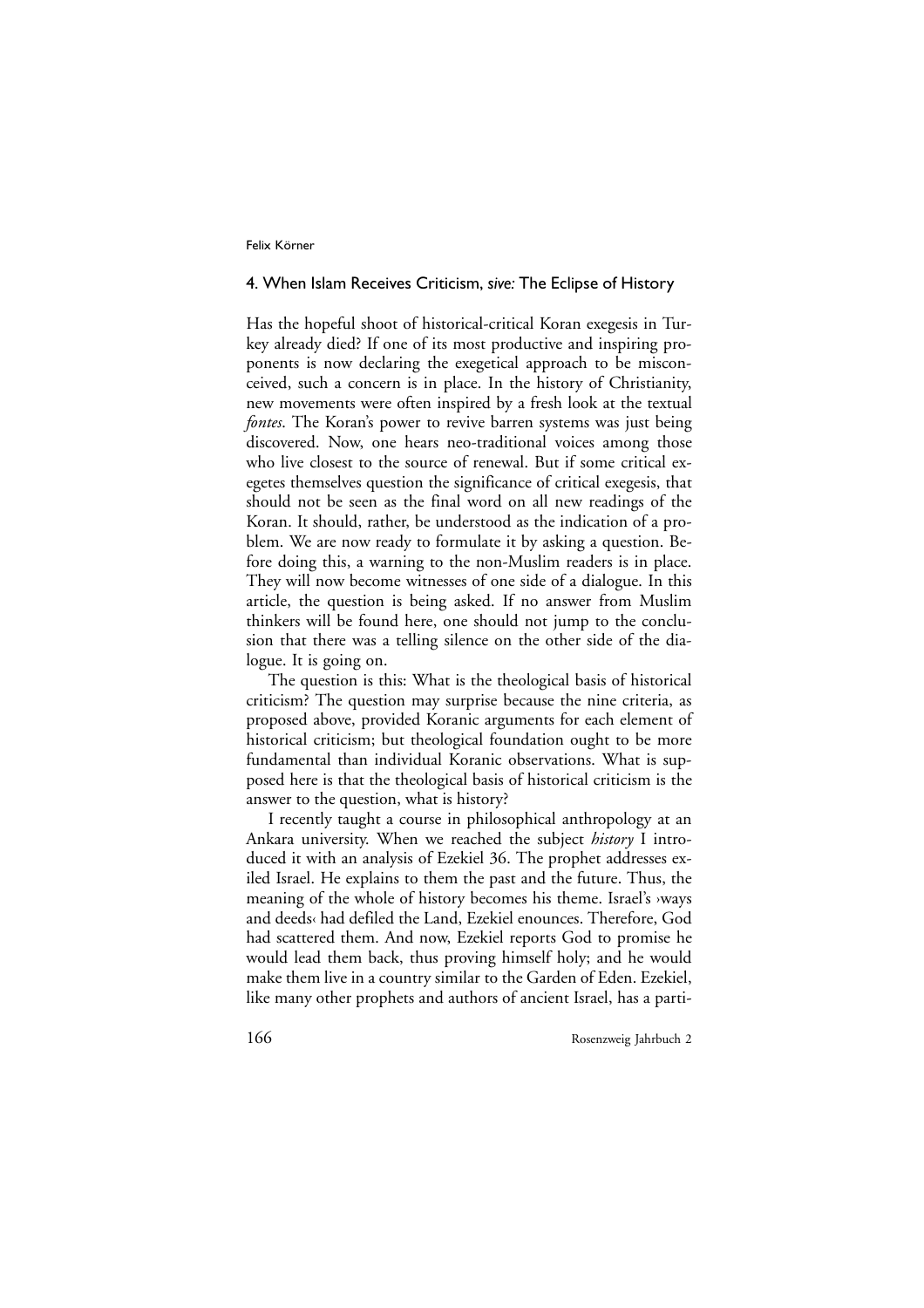## 4. When Islam Receives Criticism, *sive:* The Eclipse of History

Has the hopeful shoot of historical-critical Koran exegesis in Turkey already died? If one of its most productive and inspiring proponents is now declaring the exegetical approach to be misconceived, such a concern is in place. In the history of Christianity, new movements were often inspired by a fresh look at the textual *fontes*. The Koran's power to revive barren systems was just being discovered. Now, one hears neo-traditional voices among those who live closest to the source of renewal. But if some critical exegetes themselves question the significance of critical exegesis, that should not be seen as the final word on all new readings of the Koran. It should, rather, be understood as the indication of a problem. We are now ready to formulate it by asking a question. Before doing this, a warning to the non-Muslim readers is in place. They will now become witnesses of one side of a dialogue. In this article, the question is being asked. If no answer from Muslim thinkers will be found here, one should not jump to the conclusion that there was a telling silence on the other side of the dialogue. It is going on.

The question is this: What is the theological basis of historical criticism? The question may surprise because the nine criteria, as proposed above, provided Koranic arguments for each element of historical criticism; but theological foundation ought to be more fundamental than individual Koranic observations. What is supposed here is that the theological basis of historical criticism is the answer to the question, what is history?

I recently taught a course in philosophical anthropology at an Ankara university. When we reached the subject *history* I introduced it with an analysis of Ezekiel 36. The prophet addresses exiled Israel. He explains to them the past and the future. Thus, the meaning of the whole of history becomes his theme. Israel's ›ways and deeds‹ had defiled the Land, Ezekiel enounces. Therefore, God had scattered them. And now, Ezekiel reports God to promise he would lead them back, thus proving himself holy; and he would make them live in a country similar to the Garden of Eden. Ezekiel, like many other prophets and authors of ancient Israel, has a parti-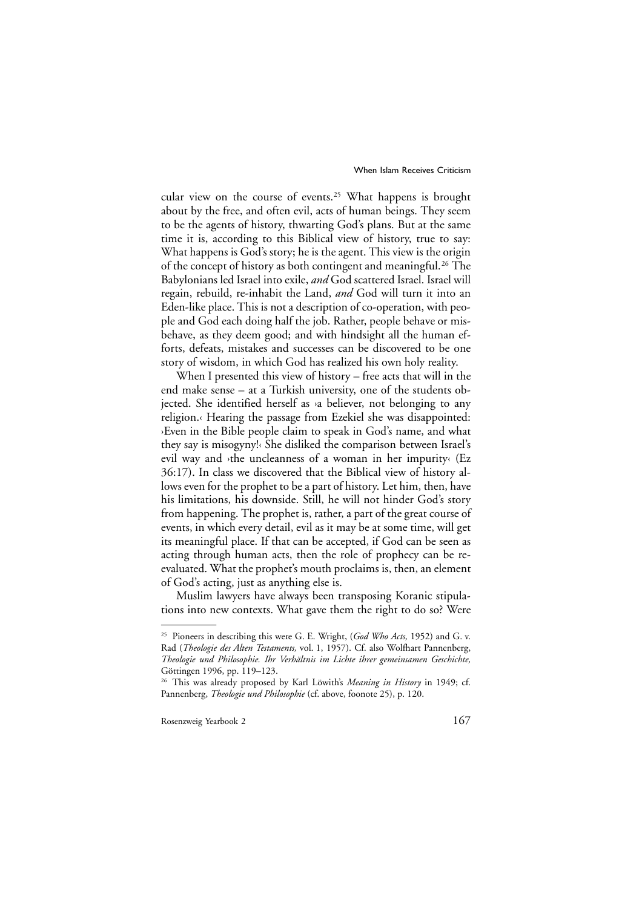cular view on the course of events.[25] What happens is brought about by the free, and often evil, acts of human beings. They seem to be the agents of history, thwarting God's plans. But at the same time it is, according to this Biblical view of history, true to say: What happens is God's story; he is the agent. This view is the origin of the concept of history as both contingent and meaningful.[26] The Babylonians led Israel into exile, *and* God scattered Israel. Israel will regain, rebuild, re-inhabit the Land, *and* God will turn it into an Eden-like place. This is not a description of co-operation, with people and God each doing half the job. Rather, people behave or misbehave, as they deem good; and with hindsight all the human efforts, defeats, mistakes and successes can be discovered to be one story of wisdom, in which God has realized his own holy reality.

When I presented this view of history – free acts that will in the end make sense – at a Turkish university, one of the students objected. She identified herself as ›a believer, not belonging to any religion.‹ Hearing the passage from Ezekiel she was disappointed: ›Even in the Bible people claim to speak in God's name, and what they say is misogyny!‹ She disliked the comparison between Israel's evil way and ›the uncleanness of a woman in her impurity‹ (Ez 36:17). In class we discovered that the Biblical view of history allows even for the prophet to be a part of history. Let him, then, have his limitations, his downside. Still, he will not hinder God's story from happening. The prophet is, rather, a part of the great course of events, in which every detail, evil as it may be at some time, will get its meaningful place. If that can be accepted, if God can be seen as acting through human acts, then the role of prophecy can be reevaluated. What the prophet's mouth proclaims is, then, an element of God's acting, just as anything else is.

Muslim lawyers have always been transposing Koranic stipulations into new contexts. What gave them the right to do so? Were

---

[25] Pioneers in describing this were G. E. Wright, (*God Who Acts,* 1952) and G. v. Rad (*Theologie des Alten Testaments,* vol. 1, 1957). Cf. also Wolfhart Pannenberg, *Theologie und Philosophie. Ihr Verhältnis im Lichte ihrer gemeinsamen Geschichte,* Göttingen 1996, pp. 119–123.

[26] This was already proposed by Karl Löwith's *Meaning in History* in 1949; cf. Pannenberg, *Theologie und Philosophie* (cf. above, foonote 25), p. 120.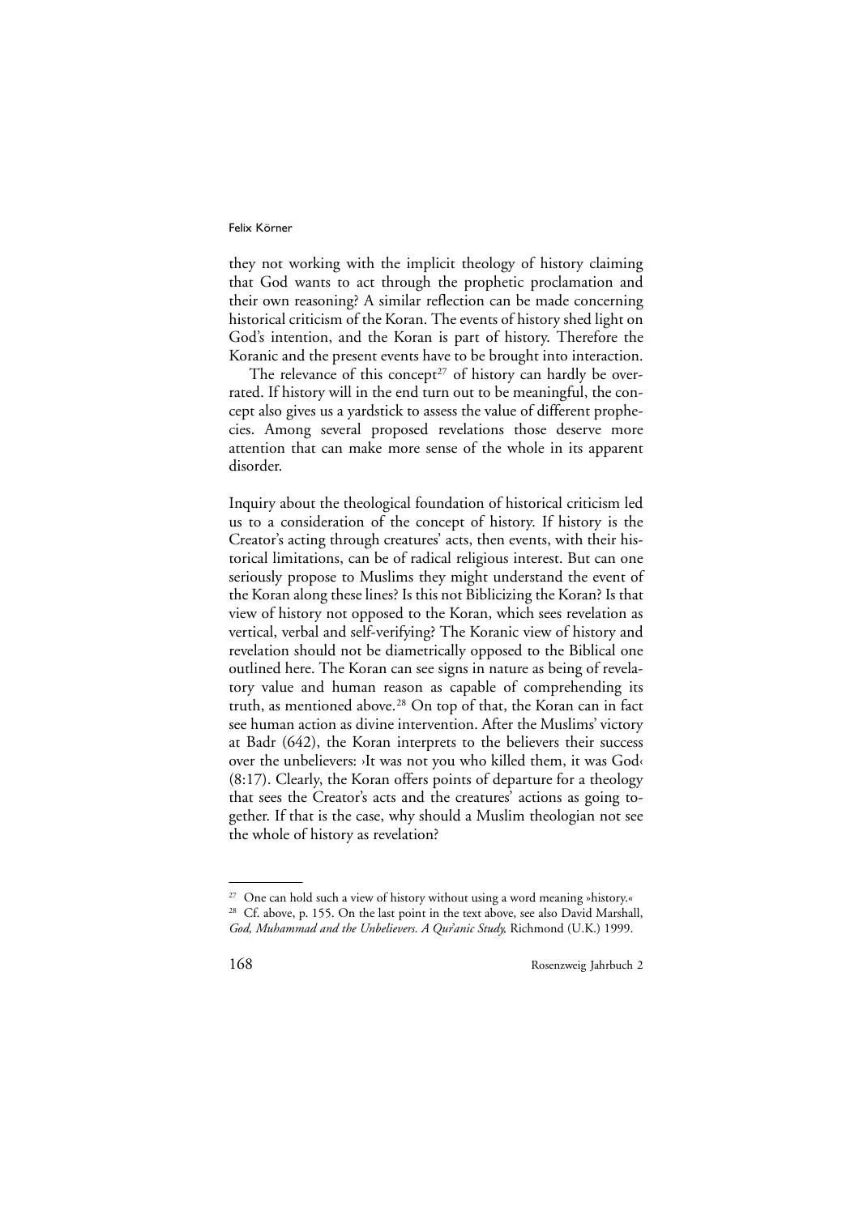they not working with the implicit theology of history claiming that God wants to act through the prophetic proclamation and their own reasoning? A similar reflection can be made concerning historical criticism of the Koran. The events of history shed light on God's intention, and the Koran is part of history. Therefore the Koranic and the present events have to be brought into interaction.

The relevance of this concept[27] of history can hardly be overrated. If history will in the end turn out to be meaningful, the concept also gives us a yardstick to assess the value of different prophecies. Among several proposed revelations those deserve more attention that can make more sense of the whole in its apparent disorder.

Inquiry about the theological foundation of historical criticism led us to a consideration of the concept of history. If history is the Creator's acting through creatures' acts, then events, with their historical limitations, can be of radical religious interest. But can one seriously propose to Muslims they might understand the event of the Koran along these lines? Is this not Biblicizing the Koran? Is that view of history not opposed to the Koran, which sees revelation as vertical, verbal and self-verifying? The Koranic view of history and revelation should not be diametrically opposed to the Biblical one outlined here. The Koran can see signs in nature as being of revelatory value and human reason as capable of comprehending its truth, as mentioned above.[28] On top of that, the Koran can in fact see human action as divine intervention. After the Muslims' victory at Badr (642), the Koran interprets to the believers their success over the unbelievers: ›It was not you who killed them, it was God‹ (8:17). Clearly, the Koran offers points of departure for a theology that sees the Creator's acts and the creatures' actions as going together. If that is the case, why should a Muslim theologian not see the whole of history as revelation?

---

[27] One can hold such a view of history without using a word meaning »history.«

[28] Cf. above, p. 155. On the last point in the text above, see also David Marshall, *God, Muhammad and the Unbelievers. A Qur'anic Study,* Richmond (U.K.) 1999.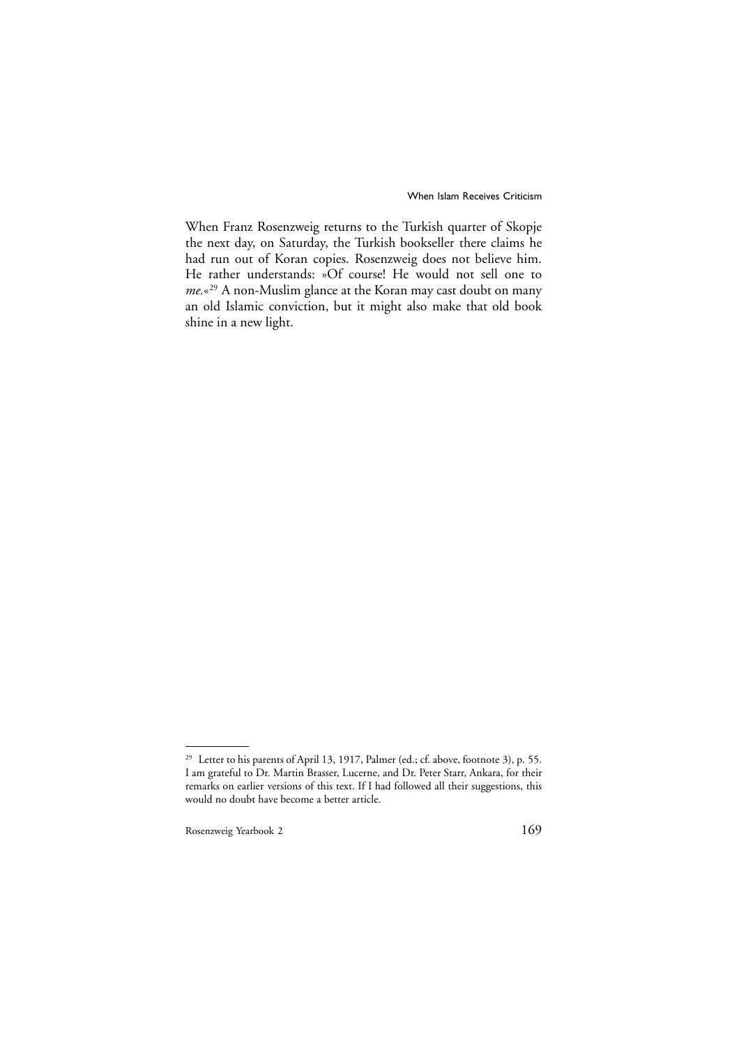When Franz Rosenzweig returns to the Turkish quarter of Skopje the next day, on Saturday, the Turkish bookseller there claims he had run out of Koran copies. Rosenzweig does not believe him. He rather understands: »Of course! He would not sell one to *me.*«[29] A non-Muslim glance at the Koran may cast doubt on many an old Islamic conviction, but it might also make that old book shine in a new light.

---

[29] Letter to his parents of April 13, 1917, Palmer (ed.; cf. above, footnote 3), p. 55. I am grateful to Dr. Martin Brasser, Lucerne, and Dr. Peter Starr, Ankara, for their remarks on earlier versions of this text. If I had followed all their suggestions, this would no doubt have become a better article.